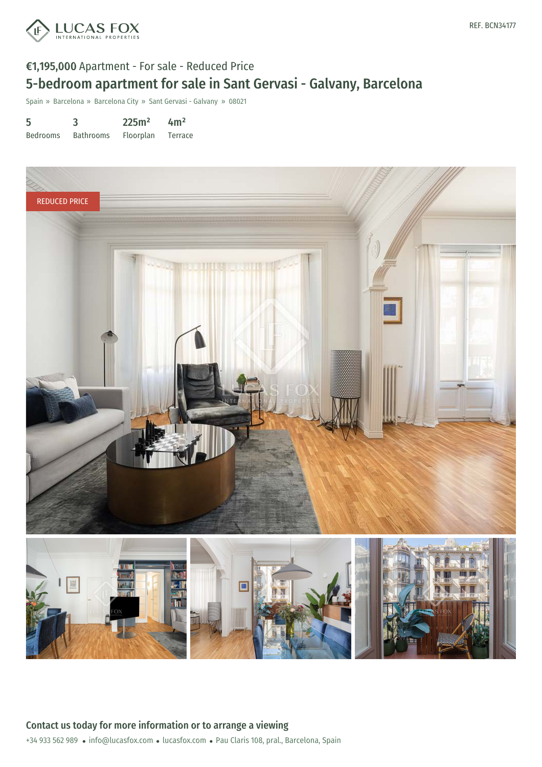REF. BCN34177

€1,195,000 Apartment - For sale - Reduced Price

# 5-bedroom apartment for sale in Sant Gervasi - Galvany, Barcelona

Spain » Barcelona » Barcelona City » Sant Gervasi - Galvany » 08021

| 5 | 3 | 225m² | 4m² |
|---|---|---|---|
| Bedrooms | Bathrooms | Floorplan | Terrace |

REDUCED PRICE

## Contact us today for more information or to arrange a viewing

+34 933 562 989 • info@lucasfox.com • lucasfox.com • Pau Claris 108, pral., Barcelona, Spain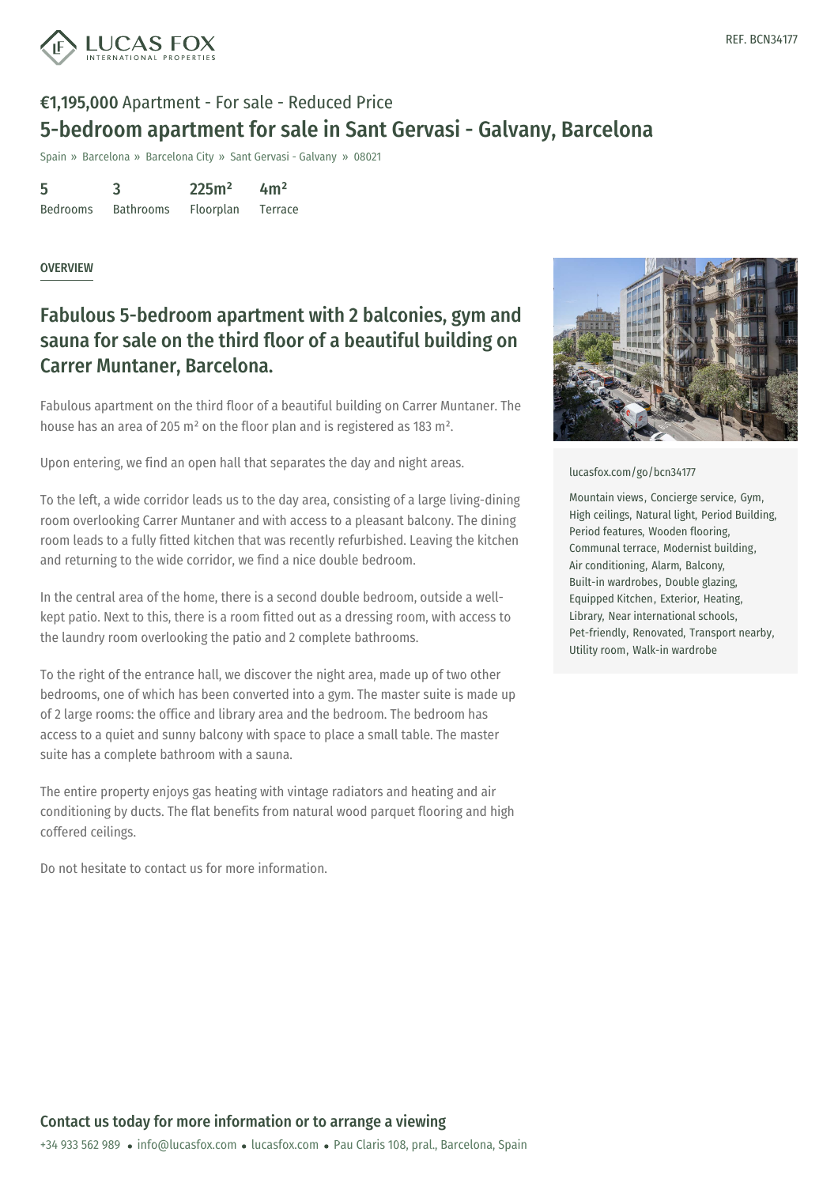REF. BCN34177

**€1,195,000** Apartment - For sale - Reduced Price

# 5-bedroom apartment for sale in Sant Gervasi - Galvany, Barcelona

Spain » Barcelona » Barcelona City » Sant Gervasi - Galvany » 08021

| 5 | 3 | 225m² | 4m² |
|---|---|---|---|
| Bedrooms | Bathrooms | Floorplan | Terrace |

OVERVIEW

## Fabulous 5-bedroom apartment with 2 balconies, gym and sauna for sale on the third floor of a beautiful building on Carrer Muntaner, Barcelona.

Fabulous apartment on the third floor of a beautiful building on Carrer Muntaner. The house has an area of 205 m² on the floor plan and is registered as 183 m².

Upon entering, we find an open hall that separates the day and night areas.

To the left, a wide corridor leads us to the day area, consisting of a large living-dining room overlooking Carrer Muntaner and with access to a pleasant balcony. The dining room leads to a fully fitted kitchen that was recently refurbished. Leaving the kitchen and returning to the wide corridor, we find a nice double bedroom.

In the central area of the home, there is a second double bedroom, outside a well-kept patio. Next to this, there is a room fitted out as a dressing room, with access to the laundry room overlooking the patio and 2 complete bathrooms.

To the right of the entrance hall, we discover the night area, made up of two other bedrooms, one of which has been converted into a gym. The master suite is made up of 2 large rooms: the office and library area and the bedroom. The bedroom has access to a quiet and sunny balcony with space to place a small table. The master suite has a complete bathroom with a sauna.

The entire property enjoys gas heating with vintage radiators and heating and air conditioning by ducts. The flat benefits from natural wood parquet flooring and high coffered ceilings.

Do not hesitate to contact us for more information.

lucasfox.com/go/bcn34177

Mountain views, Concierge service, Gym, High ceilings, Natural light, Period Building, Period features, Wooden flooring, Communal terrace, Modernist building, Air conditioning, Alarm, Balcony, Built-in wardrobes, Double glazing, Equipped Kitchen, Exterior, Heating, Library, Near international schools, Pet-friendly, Renovated, Transport nearby, Utility room, Walk-in wardrobe

**Contact us today for more information or to arrange a viewing**

+34 933 562 989 • info@lucasfox.com • lucasfox.com • Pau Claris 108, pral., Barcelona, Spain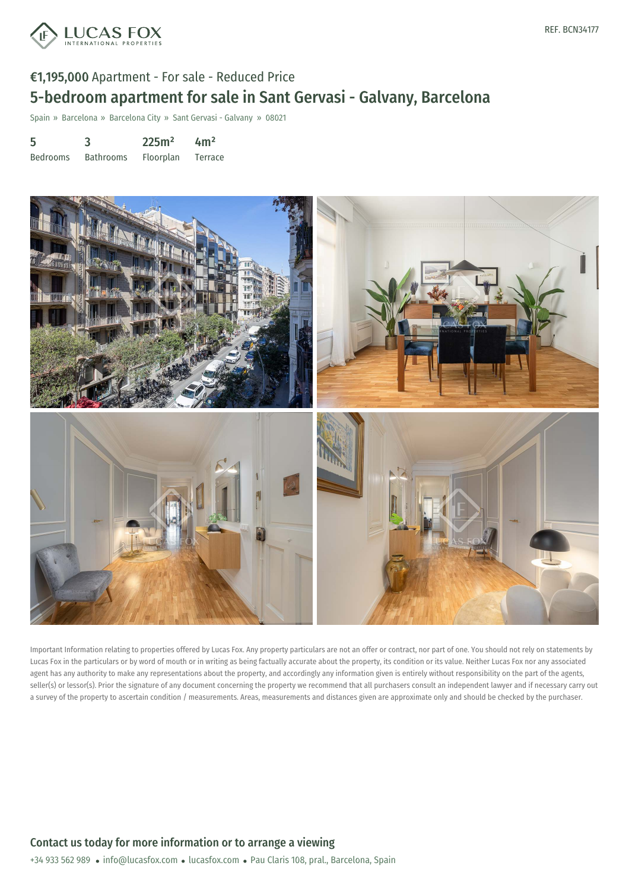REF. BCN34177

€1,195,000 Apartment - For sale - Reduced Price

# 5-bedroom apartment for sale in Sant Gervasi - Galvany, Barcelona

Spain » Barcelona » Barcelona City » Sant Gervasi - Galvany » 08021

| 5 | 3 | 225m² | 4m² |
|---|---|---|---|
| Bedrooms | Bathrooms | Floorplan | Terrace |

Important Information relating to properties offered by Lucas Fox. Any property particulars are not an offer or contract, nor part of one. You should not rely on statements by Lucas Fox in the particulars or by word of mouth or in writing as being factually accurate about the property, its condition or its value. Neither Lucas Fox nor any associated agent has any authority to make any representations about the property, and accordingly any information given is entirely without responsibility on the part of the agents, seller(s) or lessor(s). Prior the signature of any document concerning the property we recommend that all purchasers consult an independent lawyer and if necessary carry out a survey of the property to ascertain condition / measurements. Areas, measurements and distances given are approximate only and should be checked by the purchaser.

## Contact us today for more information or to arrange a viewing

+34 933 562 989 • info@lucasfox.com • lucasfox.com • Pau Claris 108, pral., Barcelona, Spain